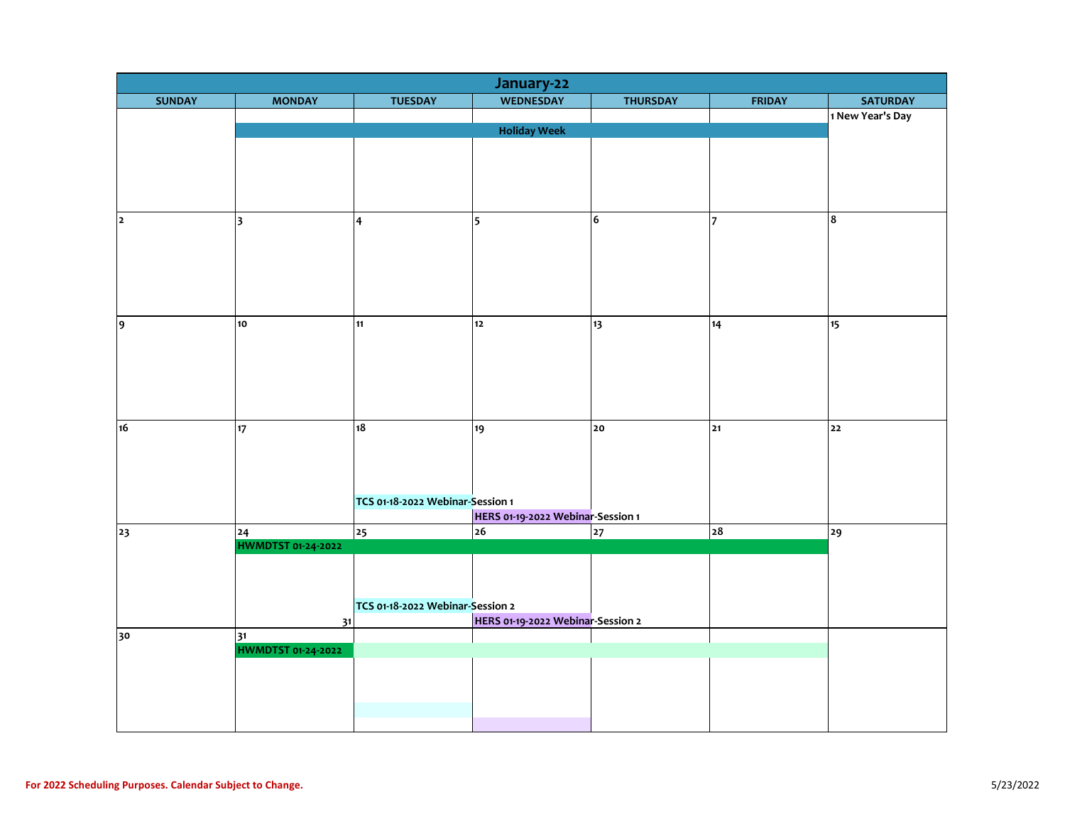# January-22

| SUNDAY | MONDAY | TUESDAY | WEDNESDAY | THURSDAY | FRIDAY | SATURDAY |
|---|---|---|---|---|---|---|
| | Holiday Week | Holiday Week | Holiday Week | Holiday Week | Holiday Week | 1 New Year's Day |
| 2 | 3 | 4 | 5 | 6 | 7 | 8 |
| 9 | 10 | 11 | 12 | 13 | 14 | 15 |
| 16 | 17 | 18 TCS 01-18-2022 Webinar-Session 1 | 19 HERS 01-19-2022 Webinar-Session 1 | 20 | 21 | 22 |
| 23 | 24 HWMDTST 01-24-2022 | 25 HWMDTST 01-24-2022; TCS 01-18-2022 Webinar-Session 2 | 26 HWMDTST 01-24-2022; HERS 01-19-2022 Webinar-Session 2 | 27 HWMDTST 01-24-2022 | 28 HWMDTST 01-24-2022 | 29 |
| 30 | 31 HWMDTST 01-24-2022 | | | | | |

For 2022 Scheduling Purposes. Calendar Subject to Change.

5/23/2022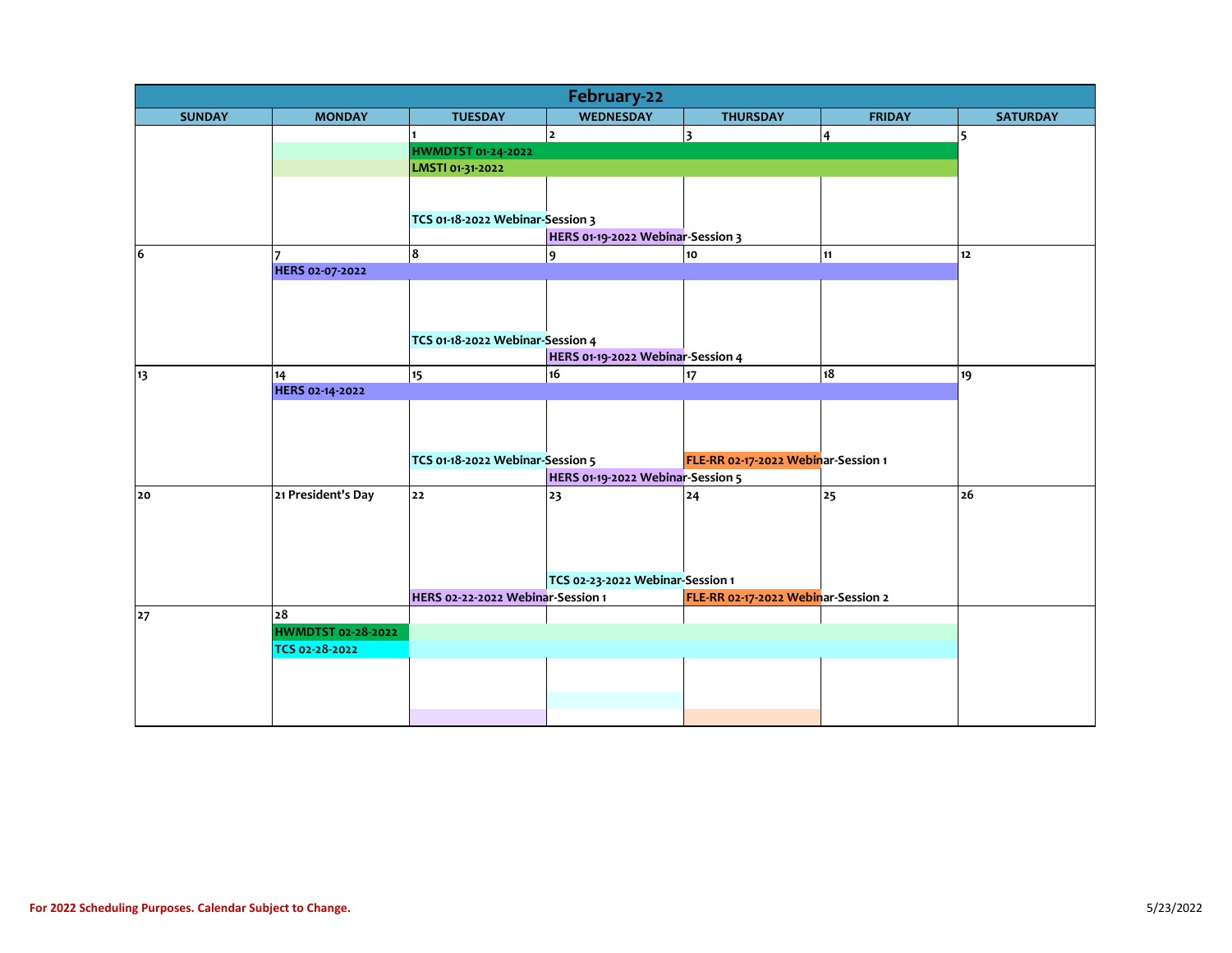# February-22

| SUNDAY | MONDAY | TUESDAY | WEDNESDAY | THURSDAY | FRIDAY | SATURDAY |
|---|---|---|---|---|---|---|
| | | 1<br>HWMDTST 01-24-2022<br>LMSTI 01-31-2022<br>TCS 01-18-2022 Webinar-Session 3 | 2<br>HERS 01-19-2022 Webinar-Session 3 | 3 | 4 | 5 |
| 6 | 7<br>HERS 02-07-2022 | 8<br>TCS 01-18-2022 Webinar-Session 4 | 9<br>HERS 01-19-2022 Webinar-Session 4 | 10 | 11 | 12 |
| 13 | 14<br>HERS 02-14-2022 | 15<br>TCS 01-18-2022 Webinar-Session 5 | 16<br>HERS 01-19-2022 Webinar-Session 5 | 17<br>FLE-RR 02-17-2022 Webinar-Session 1 | 18 | 19 |
| 20 | 21 President's Day | 22<br>HERS 02-22-2022 Webinar-Session 1 | 23<br>TCS 02-23-2022 Webinar-Session 1 | 24<br>FLE-RR 02-17-2022 Webinar-Session 2 | 25 | 26 |
| 27 | 28<br>HWMDTST 02-28-2022<br>TCS 02-28-2022 | | | | | |

For 2022 Scheduling Purposes. Calendar Subject to Change.

5/23/2022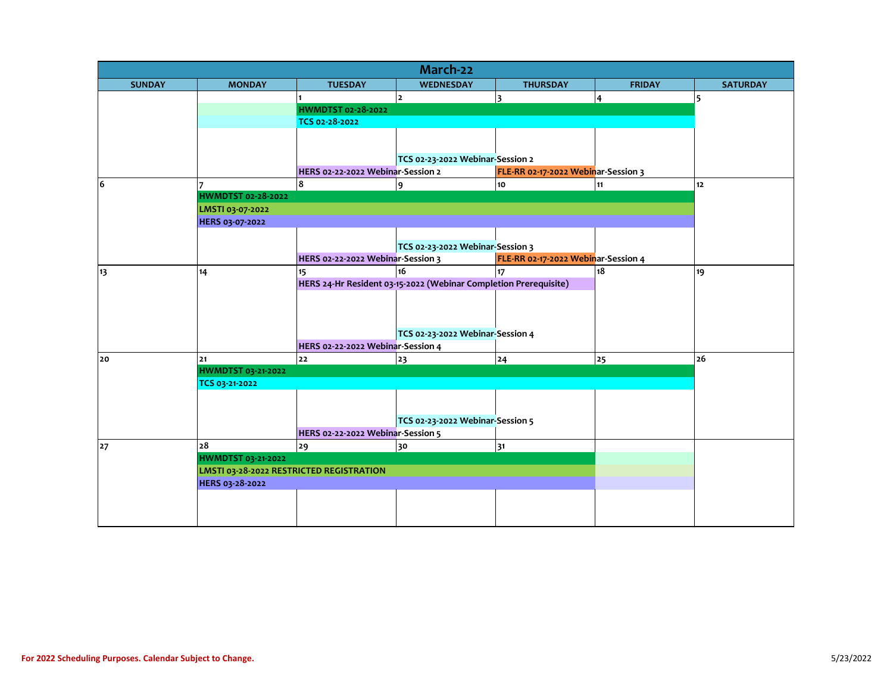# March-22

| SUNDAY | MONDAY | TUESDAY | WEDNESDAY | THURSDAY | FRIDAY | SATURDAY |
|---|---|---|---|---|---|---|
| | | 1 | 2 | 3 | 4 | 5 |
| | | HWMDTST 02-28-2022 | | | | |
| | | TCS 02-28-2022 | | | | |
| | | | TCS 02-23-2022 Webinar-Session 2 | | | |
| | | HERS 02-22-2022 Webinar-Session 2 | | FLE-RR 02-17-2022 Webinar-Session 3 | | |
| 6 | 7 | 8 | 9 | 10 | 11 | 12 |
| | HWMDTST 02-28-2022 | | | | | |
| | LMSTI 03-07-2022 | | | | | |
| | HERS 03-07-2022 | | | | | |
| | | | TCS 02-23-2022 Webinar-Session 3 | | | |
| | | HERS 02-22-2022 Webinar-Session 3 | | FLE-RR 02-17-2022 Webinar-Session 4 | | |
| 13 | 14 | 15 | 16 | 17 | 18 | 19 |
| | | HERS 24-Hr Resident 03-15-2022 (Webinar Completion Prerequisite) | | | | |
| | | | TCS 02-23-2022 Webinar-Session 4 | | | |
| | | HERS 02-22-2022 Webinar-Session 4 | | | | |
| 20 | 21 | 22 | 23 | 24 | 25 | 26 |
| | HWMDTST 03-21-2022 | | | | | |
| | TCS 03-21-2022 | | | | | |
| | | | TCS 02-23-2022 Webinar-Session 5 | | | |
| | | HERS 02-22-2022 Webinar-Session 5 | | | | |
| 27 | 28 | 29 | 30 | 31 | | |
| | HWMDTST 03-21-2022 | | | | | |
| | LMSTI 03-28-2022 RESTRICTED REGISTRATION | | | | | |
| | HERS 03-28-2022 | | | | | |

For 2022 Scheduling Purposes. Calendar Subject to Change.

5/23/2022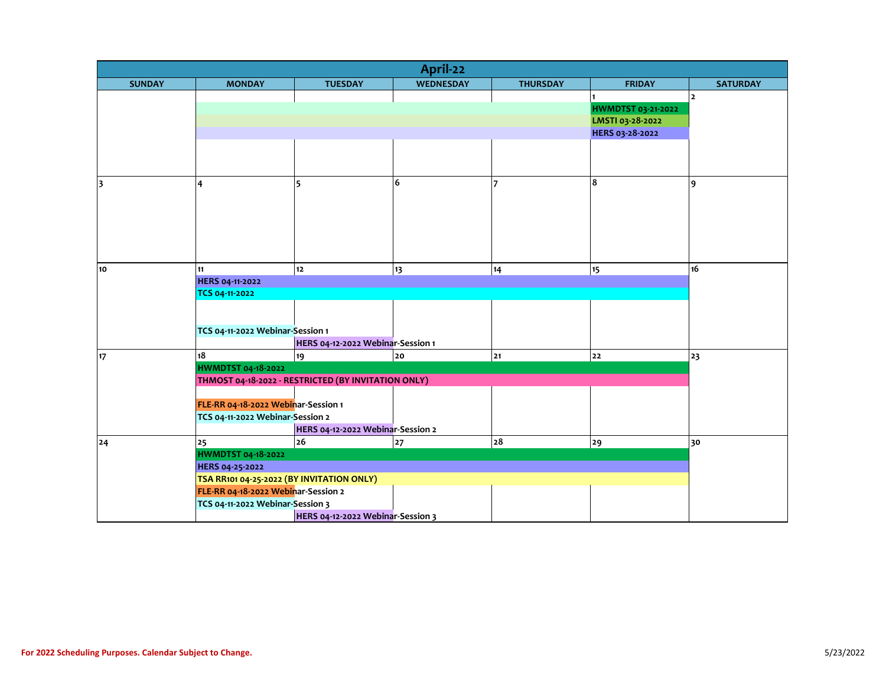# April-22

| SUNDAY | MONDAY | TUESDAY | WEDNESDAY | THURSDAY | FRIDAY | SATURDAY |
|---|---|---|---|---|---|---|
| | | | | | 1<br>HWMDTST 03-21-2022<br>LMSTI 03-28-2022<br>HERS 03-28-2022 | 2 |
| 3 | 4 | 5 | 6 | 7 | 8 | 9 |
| 10 | 11<br>HERS 04-11-2022<br>TCS 04-11-2022<br>TCS 04-11-2022 Webinar-Session 1 | 12<br>HERS 04-12-2022 Webinar-Session 1 | 13 | 14 | 15 | 16 |
| 17 | 18<br>HWMDTST 04-18-2022<br>THMOST 04-18-2022 - RESTRICTED (BY INVITATION ONLY)<br>FLE-RR 04-18-2022 Webinar-Session 1<br>TCS 04-11-2022 Webinar-Session 2 | 19<br>HERS 04-12-2022 Webinar-Session 2 | 20 | 21 | 22 | 23 |
| 24 | 25<br>HWMDTST 04-18-2022<br>HERS 04-25-2022<br>TSA RR101 04-25-2022 (BY INVITATION ONLY)<br>FLE-RR 04-18-2022 Webinar-Session 2<br>TCS 04-11-2022 Webinar-Session 3 | 26<br>HERS 04-12-2022 Webinar-Session 3 | 27 | 28 | 29 | 30 |

For 2022 Scheduling Purposes. Calendar Subject to Change.

5/23/2022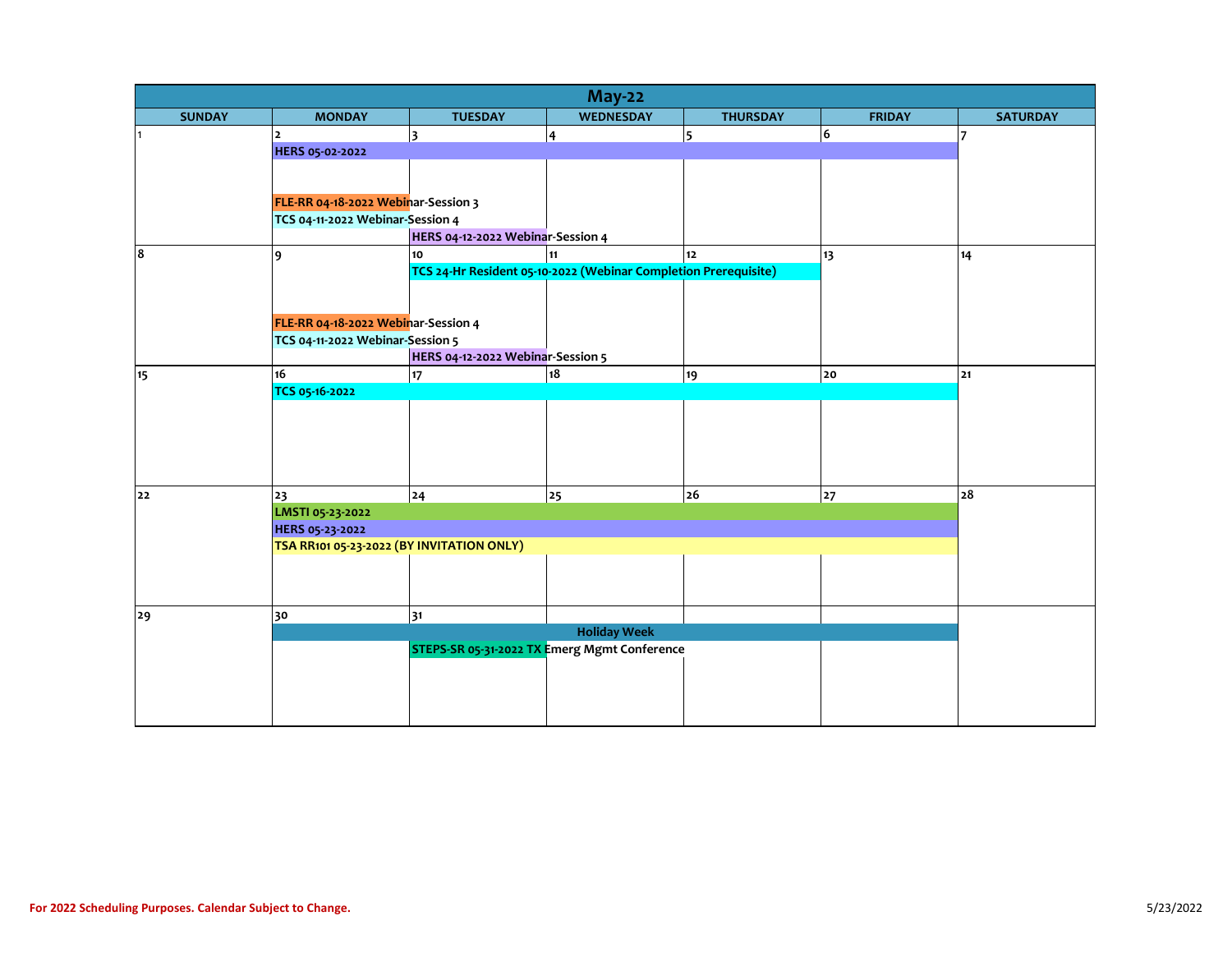# May-22

| SUNDAY | MONDAY | TUESDAY | WEDNESDAY | THURSDAY | FRIDAY | SATURDAY |
|---|---|---|---|---|---|---|
| 1 | 2<br>HERS 05-02-2022<br>FLE-RR 04-18-2022 Webinar-Session 3<br>TCS 04-11-2022 Webinar-Session 4 | 3<br>HERS 04-12-2022 Webinar-Session 4 | 4 | 5 | 6 | 7 |
| 8 | 9<br>FLE-RR 04-18-2022 Webinar-Session 4<br>TCS 04-11-2022 Webinar-Session 5 | 10<br>TCS 24-Hr Resident 05-10-2022 (Webinar Completion Prerequisite)<br>HERS 04-12-2022 Webinar-Session 5 | 11 | 12 | 13 | 14 |
| 15 | 16<br>TCS 05-16-2022 | 17 | 18 | 19 | 20 | 21 |
| 22 | 23<br>LMSTI 05-23-2022<br>HERS 05-23-2022<br>TSA RR101 05-23-2022 (BY INVITATION ONLY) | 24 | 25 | 26 | 27 | 28 |
| 29 | 30<br>Holiday Week | 31<br>STEPS-SR 05-31-2022 TX Emerg Mgmt Conference | | | | |

For 2022 Scheduling Purposes. Calendar Subject to Change.

5/23/2022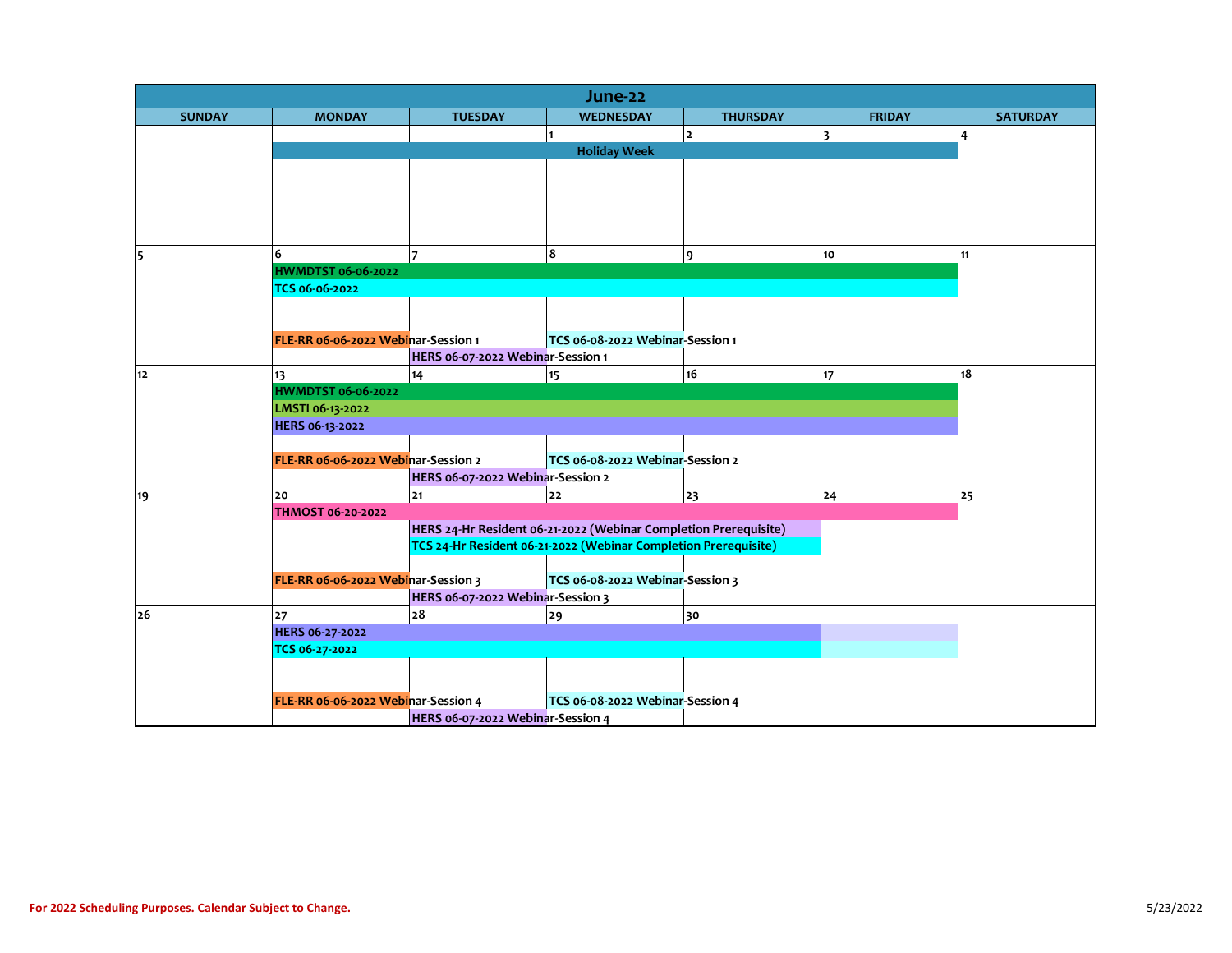# June-22

| SUNDAY | MONDAY | TUESDAY | WEDNESDAY | THURSDAY | FRIDAY | SATURDAY |
|---|---|---|---|---|---|---|
| | | | 1 | 2 | 3 | 4 |
| | Holiday Week | | | | | |
| 5 | 6 | 7 | 8 | 9 | 10 | 11 |
| | HWMDTST 06-06-2022 | | | | | |
| | TCS 06-06-2022 | | | | | |
| | FLE-RR 06-06-2022 Webinar-Session 1 | | TCS 06-08-2022 Webinar-Session 1 | | | |
| | | HERS 06-07-2022 Webinar-Session 1 | | | | |
| 12 | 13 | 14 | 15 | 16 | 17 | 18 |
| | HWMDTST 06-06-2022 | | | | | |
| | LMSTI 06-13-2022 | | | | | |
| | HERS 06-13-2022 | | | | | |
| | FLE-RR 06-06-2022 Webinar-Session 2 | | TCS 06-08-2022 Webinar-Session 2 | | | |
| | | HERS 06-07-2022 Webinar-Session 2 | | | | |
| 19 | 20 | 21 | 22 | 23 | 24 | 25 |
| | THMOST 06-20-2022 | | | | | |
| | | HERS 24-Hr Resident 06-21-2022 (Webinar Completion Prerequisite) | | | | |
| | | TCS 24-Hr Resident 06-21-2022 (Webinar Completion Prerequisite) | | | | |
| | FLE-RR 06-06-2022 Webinar-Session 3 | | TCS 06-08-2022 Webinar-Session 3 | | | |
| | | HERS 06-07-2022 Webinar-Session 3 | | | | |
| 26 | 27 | 28 | 29 | 30 | | |
| | HERS 06-27-2022 | | | | | |
| | TCS 06-27-2022 | | | | | |
| | FLE-RR 06-06-2022 Webinar-Session 4 | | TCS 06-08-2022 Webinar-Session 4 | | | |
| | | HERS 06-07-2022 Webinar-Session 4 | | | | |

For 2022 Scheduling Purposes. Calendar Subject to Change.

5/23/2022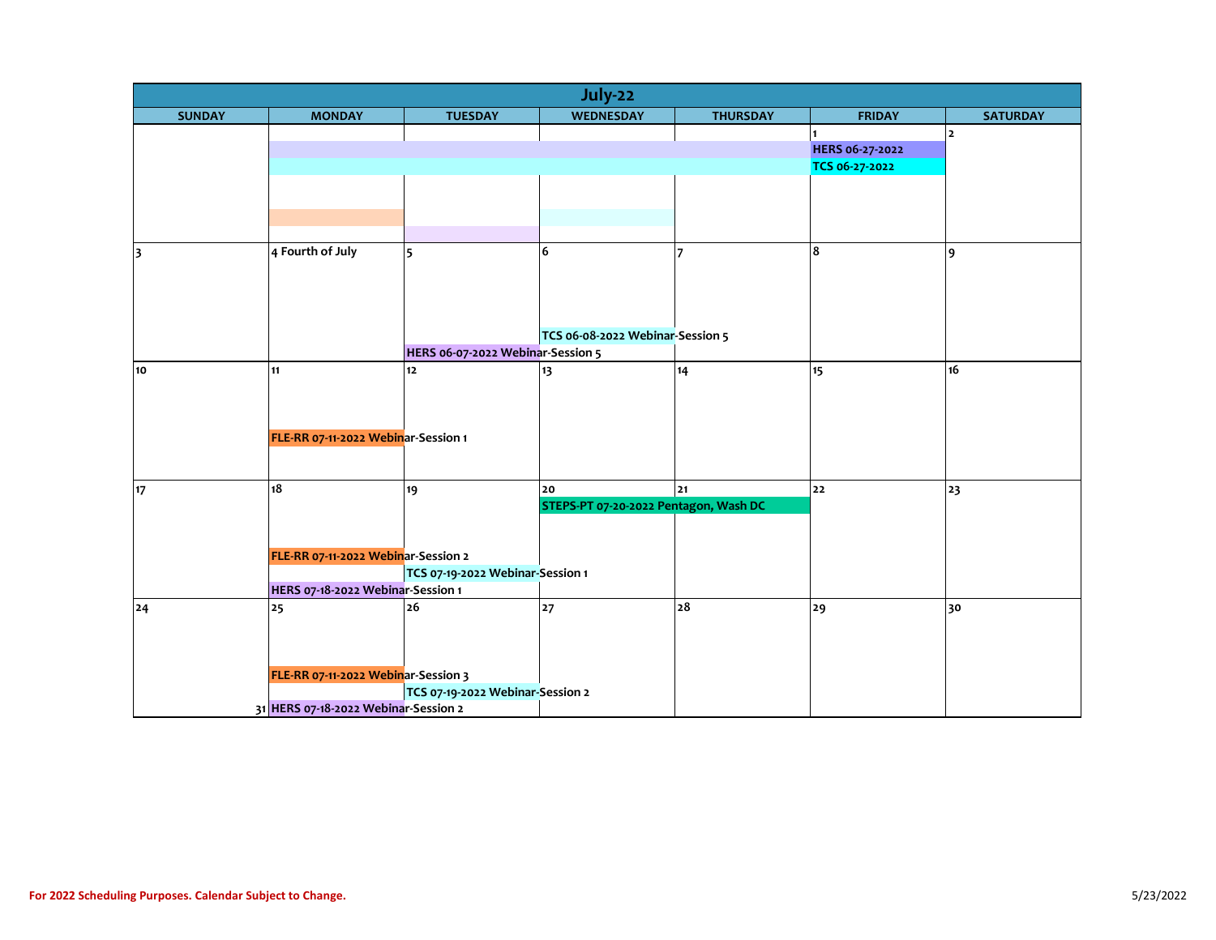# July-22

| SUNDAY | MONDAY | TUESDAY | WEDNESDAY | THURSDAY | FRIDAY | SATURDAY |
|---|---|---|---|---|---|---|
| | | | | | 1<br>HERS 06-27-2022<br>TCS 06-27-2022 | 2 |
| 3 | 4 Fourth of July | 5<br>HERS 06-07-2022 Webinar-Session 5 | 6<br>TCS 06-08-2022 Webinar-Session 5 | 7 | 8 | 9 |
| 10 | 11<br>FLE-RR 07-11-2022 Webinar-Session 1 | 12 | 13 | 14 | 15 | 16 |
| 17 | 18<br>FLE-RR 07-11-2022 Webinar-Session 2<br>HERS 07-18-2022 Webinar-Session 1 | 19<br>TCS 07-19-2022 Webinar-Session 1 | 20<br>STEPS-PT 07-20-2022 Pentagon, Wash DC | 21 | 22 | 23 |
| 24 | 25<br>FLE-RR 07-11-2022 Webinar-Session 3<br>31 HERS 07-18-2022 Webinar-Session 2 | 26<br>TCS 07-19-2022 Webinar-Session 2 | 27 | 28 | 29 | 30 |

For 2022 Scheduling Purposes. Calendar Subject to Change.

5/23/2022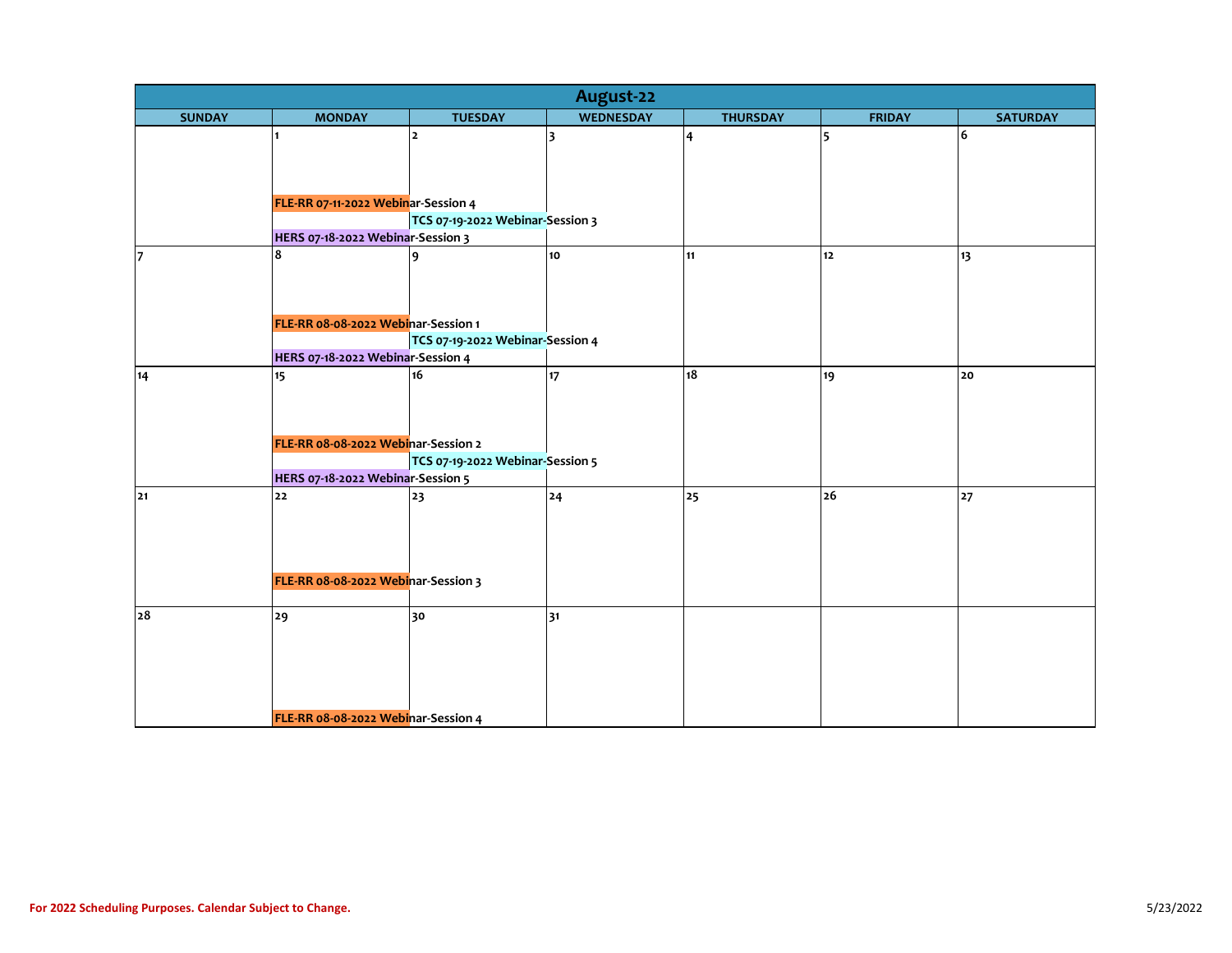# August-22

| SUNDAY | MONDAY | TUESDAY | WEDNESDAY | THURSDAY | FRIDAY | SATURDAY |
|---|---|---|---|---|---|---|
| | 1<br>FLE-RR 07-11-2022 Webinar-Session 4<br>HERS 07-18-2022 Webinar-Session 3 | 2<br>TCS 07-19-2022 Webinar-Session 3 | 3 | 4 | 5 | 6 |
| 7 | 8<br>FLE-RR 08-08-2022 Webinar-Session 1<br>HERS 07-18-2022 Webinar-Session 4 | 9<br>TCS 07-19-2022 Webinar-Session 4 | 10 | 11 | 12 | 13 |
| 14 | 15<br>FLE-RR 08-08-2022 Webinar-Session 2<br>HERS 07-18-2022 Webinar-Session 5 | 16<br>TCS 07-19-2022 Webinar-Session 5 | 17 | 18 | 19 | 20 |
| 21 | 22<br>FLE-RR 08-08-2022 Webinar-Session 3 | 23 | 24 | 25 | 26 | 27 |
| 28 | 29<br>FLE-RR 08-08-2022 Webinar-Session 4 | 30 | 31 | | | |

**For 2022 Scheduling Purposes. Calendar Subject to Change.**

5/23/2022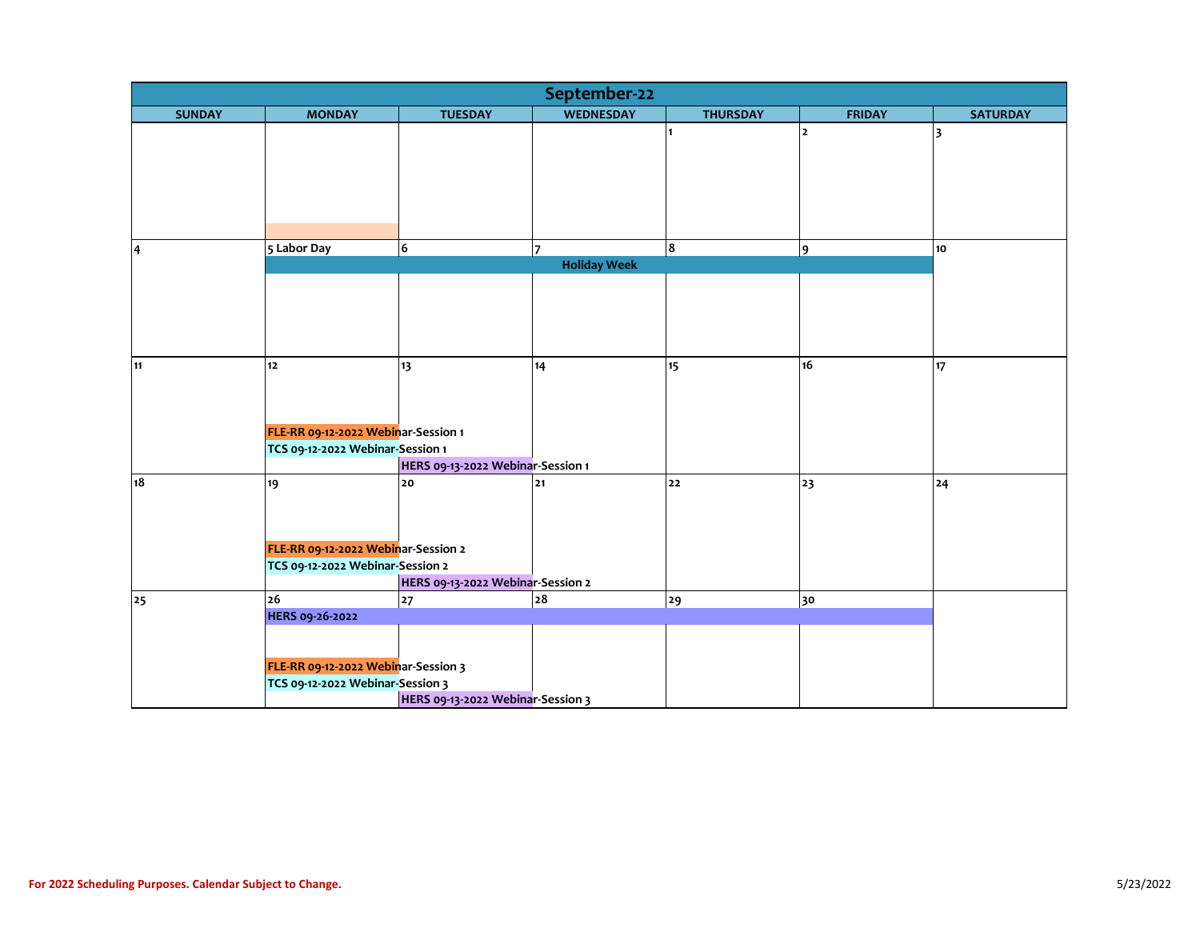# September-22

| SUNDAY | MONDAY | TUESDAY | WEDNESDAY | THURSDAY | FRIDAY | SATURDAY |
|---|---|---|---|---|---|---|
| | | | | 1 | 2 | 3 |
| 4 | 5 Labor Day<br>Holiday Week | 6<br>Holiday Week | 7<br>Holiday Week | 8<br>Holiday Week | 9<br>Holiday Week | 10 |
| 11 | 12<br>FLE-RR 09-12-2022 Webinar-Session 1<br>TCS 09-12-2022 Webinar-Session 1 | 13<br>HERS 09-13-2022 Webinar-Session 1 | 14 | 15 | 16 | 17 |
| 18 | 19<br>FLE-RR 09-12-2022 Webinar-Session 2<br>TCS 09-12-2022 Webinar-Session 2 | 20<br>HERS 09-13-2022 Webinar-Session 2 | 21 | 22 | 23 | 24 |
| 25 | 26<br>HERS 09-26-2022<br>FLE-RR 09-12-2022 Webinar-Session 3<br>TCS 09-12-2022 Webinar-Session 3 | 27<br>HERS 09-26-2022<br>HERS 09-13-2022 Webinar-Session 3 | 28<br>HERS 09-26-2022 | 29<br>HERS 09-26-2022 | 30<br>HERS 09-26-2022 | |

**For 2022 Scheduling Purposes. Calendar Subject to Change.**

5/23/2022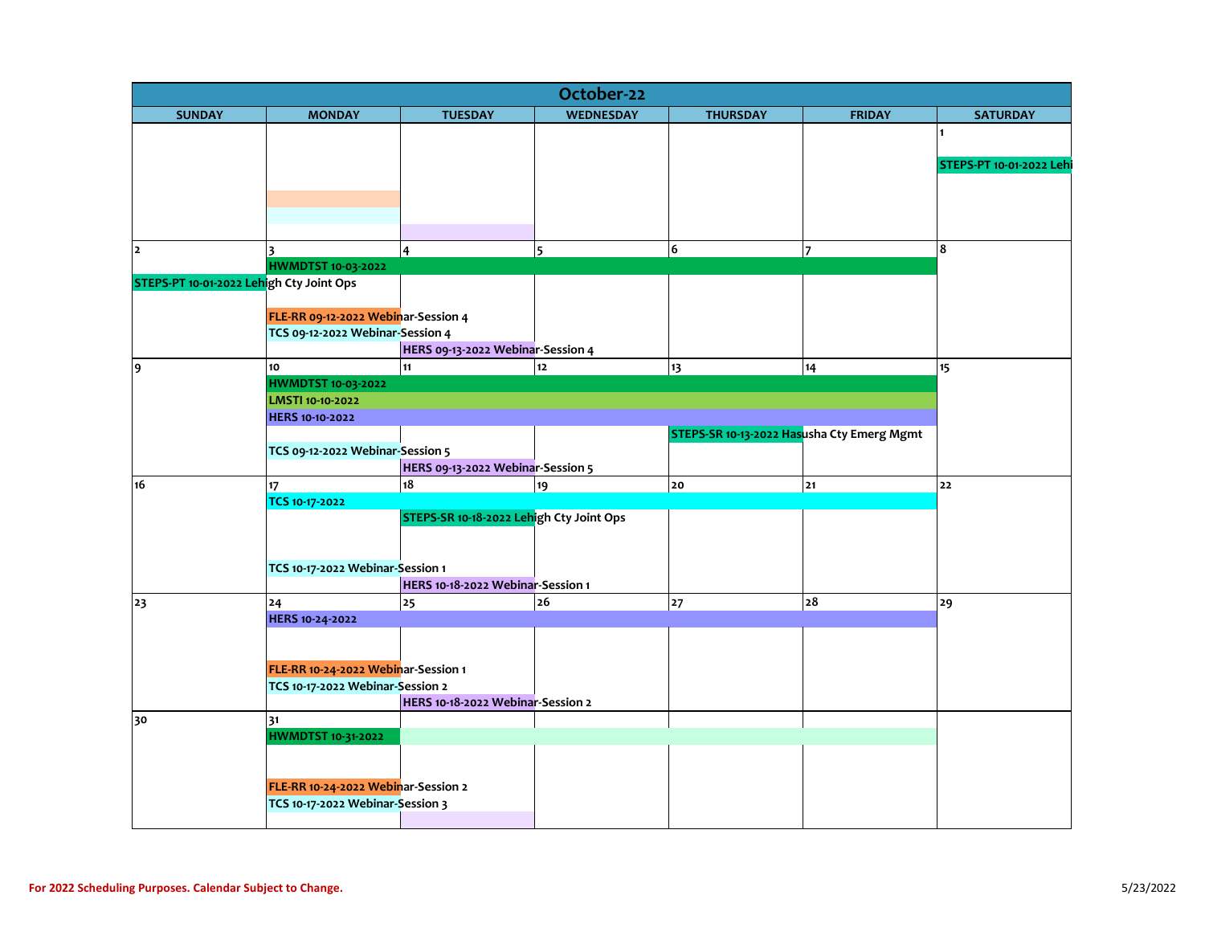# October-22

| SUNDAY | MONDAY | TUESDAY | WEDNESDAY | THURSDAY | FRIDAY | SATURDAY |
|---|---|---|---|---|---|---|
| | | | | | | 1<br>STEPS-PT 10-01-2022 Lehi |
| 2<br>STEPS-PT 10-01-2022 Lehigh Cty Joint Ops | 3<br>HWMDTST 10-03-2022<br>FLE-RR 09-12-2022 Webinar-Session 4<br>TCS 09-12-2022 Webinar-Session 4 | 4<br>HERS 09-13-2022 Webinar-Session 4 | 5 | 6 | 7 | 8 |
| 9 | 10<br>HWMDTST 10-03-2022<br>LMSTI 10-10-2022<br>HERS 10-10-2022<br>TCS 09-12-2022 Webinar-Session 5 | 11<br>HERS 09-13-2022 Webinar-Session 5 | 12 | 13<br>STEPS-SR 10-13-2022 Hasusha Cty Emerg Mgmt | 14 | 15 |
| 16 | 17<br>TCS 10-17-2022<br>TCS 10-17-2022 Webinar-Session 1 | 18<br>STEPS-SR 10-18-2022 Lehigh Cty Joint Ops<br>HERS 10-18-2022 Webinar-Session 1 | 19 | 20 | 21 | 22 |
| 23 | 24<br>HERS 10-24-2022<br>FLE-RR 10-24-2022 Webinar-Session 1<br>TCS 10-17-2022 Webinar-Session 2 | 25<br>HERS 10-18-2022 Webinar-Session 2 | 26 | 27 | 28 | 29 |
| 30 | 31<br>HWMDTST 10-31-2022<br>FLE-RR 10-24-2022 Webinar-Session 2<br>TCS 10-17-2022 Webinar-Session 3 | | | | | |

For 2022 Scheduling Purposes. Calendar Subject to Change.

5/23/2022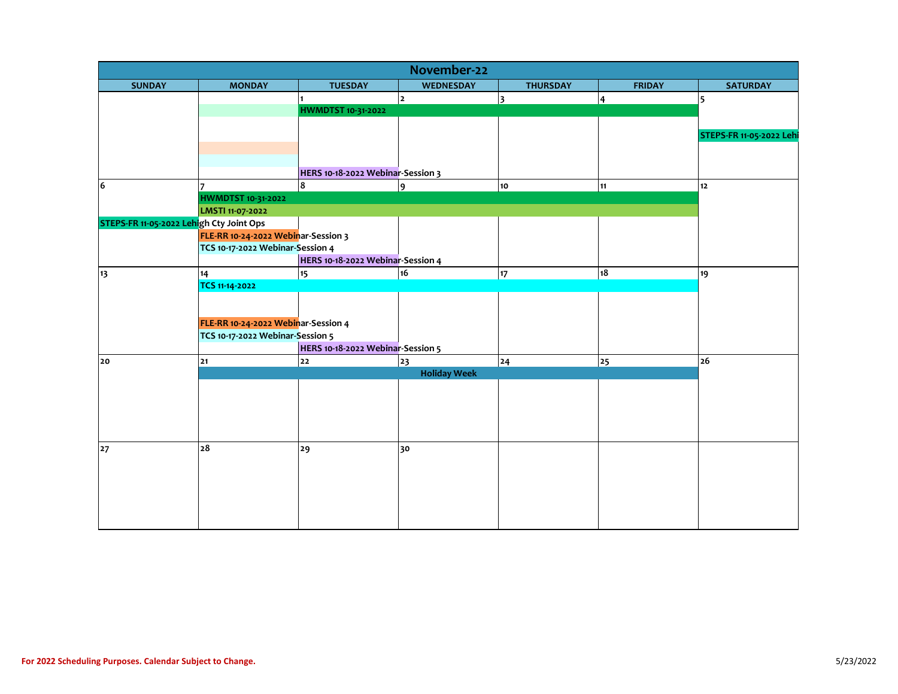# November-22

| SUNDAY | MONDAY | TUESDAY | WEDNESDAY | THURSDAY | FRIDAY | SATURDAY |
|---|---|---|---|---|---|---|
| | | 1<br>HWMDTST 10-31-2022<br>HERS 10-18-2022 Webinar-Session 3 | 2 | 3 | 4 | 5<br>STEPS-FR 11-05-2022 Lehi |
| 6<br>STEPS-FR 11-05-2022 Lehigh Cty Joint Ops | 7<br>HWMDTST 10-31-2022<br>LMSTI 11-07-2022<br>FLE-RR 10-24-2022 Webinar-Session 3<br>TCS 10-17-2022 Webinar-Session 4 | 8<br>HERS 10-18-2022 Webinar-Session 4 | 9 | 10 | 11 | 12 |
| 13 | 14<br>TCS 11-14-2022<br>FLE-RR 10-24-2022 Webinar-Session 4<br>TCS 10-17-2022 Webinar-Session 5 | 15<br>HERS 10-18-2022 Webinar-Session 5 | 16 | 17 | 18 | 19 |
| 20 | 21 | 22 | 23<br>Holiday Week | 24 | 25 | 26 |
| 27 | 28 | 29 | 30 | | | |

For 2022 Scheduling Purposes. Calendar Subject to Change.

5/23/2022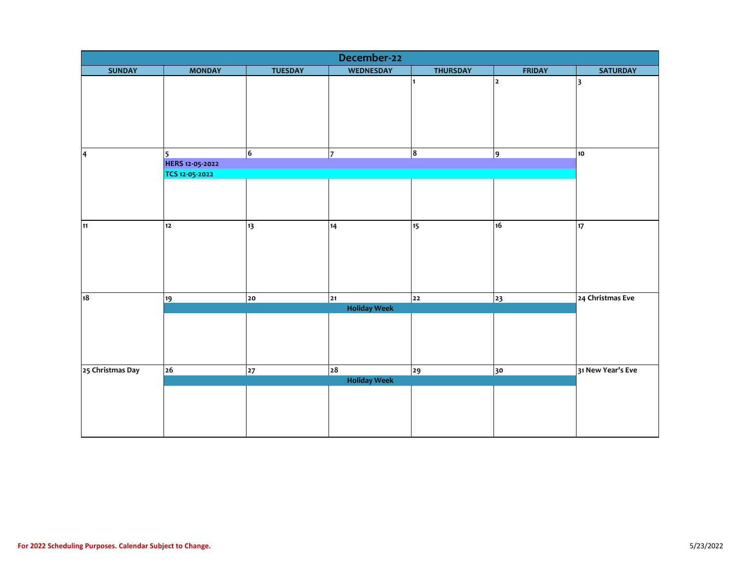# December-22

| SUNDAY | MONDAY | TUESDAY | WEDNESDAY | THURSDAY | FRIDAY | SATURDAY |
|---|---|---|---|---|---|---|
| | | | | 1 | 2 | 3 |
| 4 | 5 HERS 12-05-2022 TCS 12-05-2022 | 6 | 7 | 8 | 9 | 10 |
| 11 | 12 | 13 | 14 | 15 | 16 | 17 |
| 18 | 19 Holiday Week | 20 | 21 | 22 | 23 | 24 Christmas Eve |
| 25 Christmas Day | 26 Holiday Week | 27 | 28 | 29 | 30 | 31 New Year's Eve |

**For 2022 Scheduling Purposes. Calendar Subject to Change.**

5/23/2022